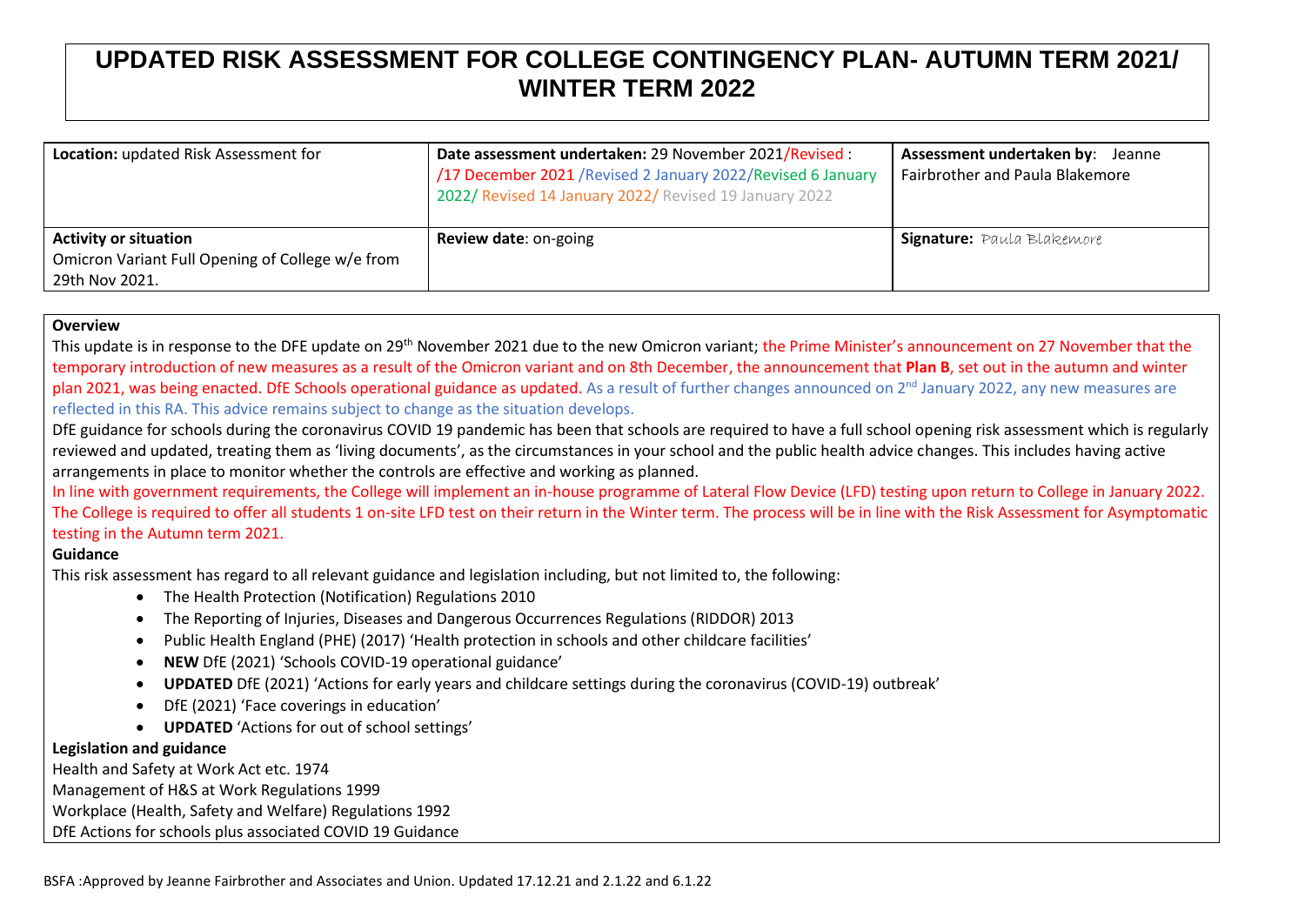# UPDATED RISK ASSESSMENT FOR COLLEGE CONTINGENCY PLAN- AUTUMN TERM 2021/ WINTER TERM 2022

| **Location:** updated Risk Assessment for | **Date assessment undertaken:** 29 November 2021/Revised : /17 December 2021 /Revised 2 January 2022/Revised 6 January 2022/ Revised 14 January 2022/ Revised 19 January 2022 | **Assessment undertaken by**: Jeanne Fairbrother and Paula Blakemore |
|---|---|---|
| **Activity or situation** Omicron Variant Full Opening of College w/e from 29th Nov 2021. | **Review date**: on-going | **Signature:** Paula Blakemore |

**Overview**

This update is in response to the DFE update on 29th November 2021 due to the new Omicron variant; the Prime Minister's announcement on 27 November that the temporary introduction of new measures as a result of the Omicron variant and on 8th December, the announcement that **Plan B**, set out in the autumn and winter plan 2021, was being enacted. DfE Schools operational guidance as updated. As a result of further changes announced on 2nd January 2022, any new measures are reflected in this RA. This advice remains subject to change as the situation develops.

DfE guidance for schools during the coronavirus COVID 19 pandemic has been that schools are required to have a full school opening risk assessment which is regularly reviewed and updated, treating them as 'living documents', as the circumstances in your school and the public health advice changes. This includes having active arrangements in place to monitor whether the controls are effective and working as planned.

In line with government requirements, the College will implement an in-house programme of Lateral Flow Device (LFD) testing upon return to College in January 2022. The College is required to offer all students 1 on-site LFD test on their return in the Winter term. The process will be in line with the Risk Assessment for Asymptomatic testing in the Autumn term 2021.

**Guidance**

This risk assessment has regard to all relevant guidance and legislation including, but not limited to, the following:

- The Health Protection (Notification) Regulations 2010
- The Reporting of Injuries, Diseases and Dangerous Occurrences Regulations (RIDDOR) 2013
- Public Health England (PHE) (2017) 'Health protection in schools and other childcare facilities'
- **NEW** DfE (2021) 'Schools COVID-19 operational guidance'
- **UPDATED** DfE (2021) 'Actions for early years and childcare settings during the coronavirus (COVID-19) outbreak'
- DfE (2021) 'Face coverings in education'
- **UPDATED** 'Actions for out of school settings'

**Legislation and guidance**

Health and Safety at Work Act etc. 1974

Management of H&S at Work Regulations 1999

Workplace (Health, Safety and Welfare) Regulations 1992

DfE Actions for schools plus associated COVID 19 Guidance

BSFA :Approved by Jeanne Fairbrother and Associates and Union. Updated 17.12.21 and 2.1.22 and 6.1.22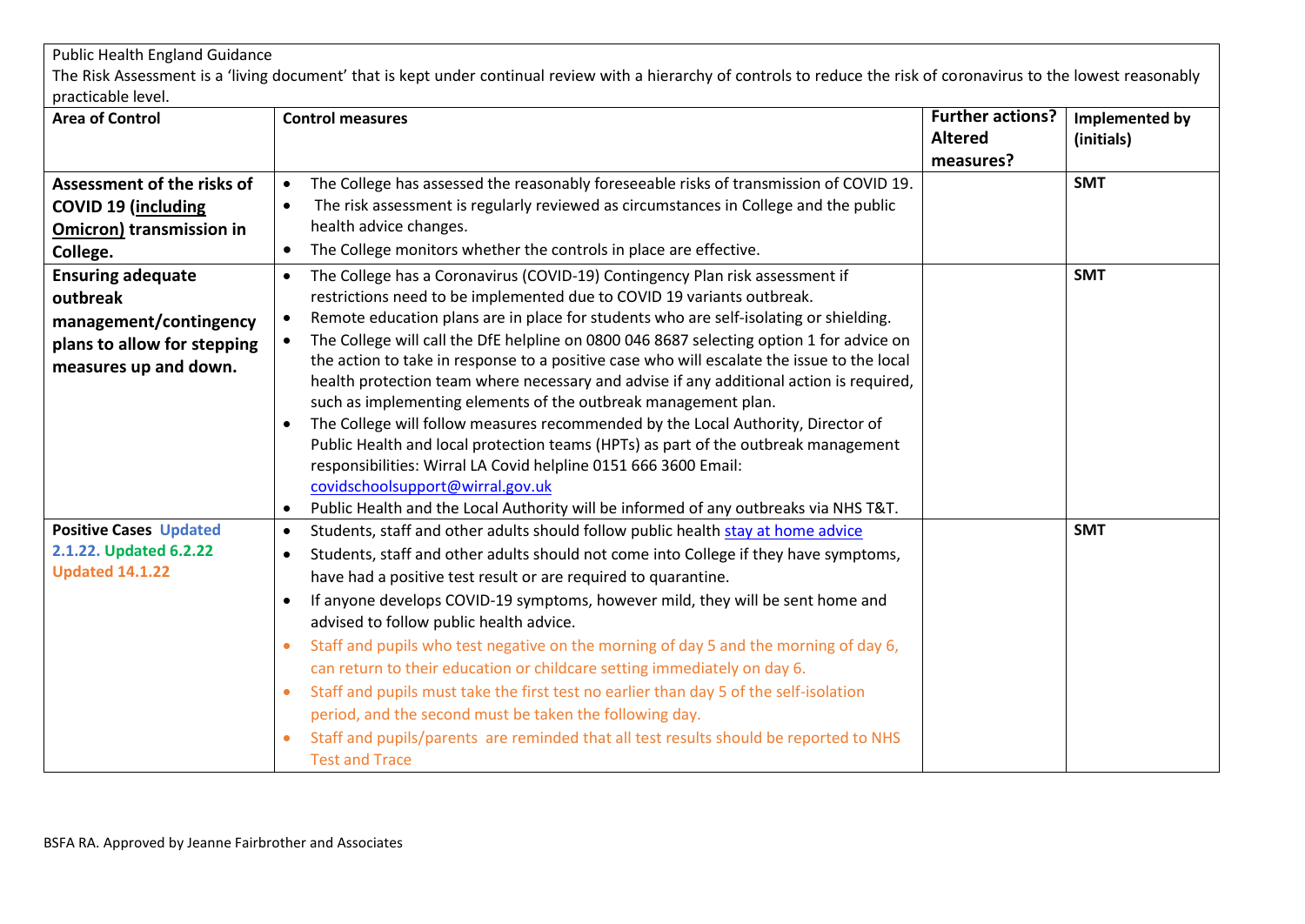Public Health England Guidance

The Risk Assessment is a 'living document' that is kept under continual review with a hierarchy of controls to reduce the risk of coronavirus to the lowest reasonably practicable level.

| Area of Control | Control measures | Further actions? Altered measures? | Implemented by (initials) |
|---|---|---|---|
| **Assessment of the risks of COVID 19 (including Omicron) transmission in College.** | • The College has assessed the reasonably foreseeable risks of transmission of COVID 19.<br>• The risk assessment is regularly reviewed as circumstances in College and the public health advice changes.<br>• The College monitors whether the controls in place are effective. | | **SMT** |
| **Ensuring adequate outbreak management/contingency plans to allow for stepping measures up and down.** | • The College has a Coronavirus (COVID-19) Contingency Plan risk assessment if restrictions need to be implemented due to COVID 19 variants outbreak.<br>• Remote education plans are in place for students who are self-isolating or shielding.<br>• The College will call the DfE helpline on 0800 046 8687 selecting option 1 for advice on the action to take in response to a positive case who will escalate the issue to the local health protection team where necessary and advise if any additional action is required, such as implementing elements of the outbreak management plan.<br>• The College will follow measures recommended by the Local Authority, Director of Public Health and local protection teams (HPTs) as part of the outbreak management responsibilities: Wirral LA Covid helpline 0151 666 3600 Email: covidschoolsupport@wirral.gov.uk<br>• Public Health and the Local Authority will be informed of any outbreaks via NHS T&T. | | **SMT** |
| **Positive Cases** Updated 2.1.22. Updated 6.2.22 Updated 14.1.22 | • Students, staff and other adults should follow public health stay at home advice<br>• Students, staff and other adults should not come into College if they have symptoms, have had a positive test result or are required to quarantine.<br>• If anyone develops COVID-19 symptoms, however mild, they will be sent home and advised to follow public health advice.<br>• Staff and pupils who test negative on the morning of day 5 and the morning of day 6, can return to their education or childcare setting immediately on day 6.<br>• Staff and pupils must take the first test no earlier than day 5 of the self-isolation period, and the second must be taken the following day.<br>• Staff and pupils/parents are reminded that all test results should be reported to NHS Test and Trace | | **SMT** |

BSFA RA. Approved by Jeanne Fairbrother and Associates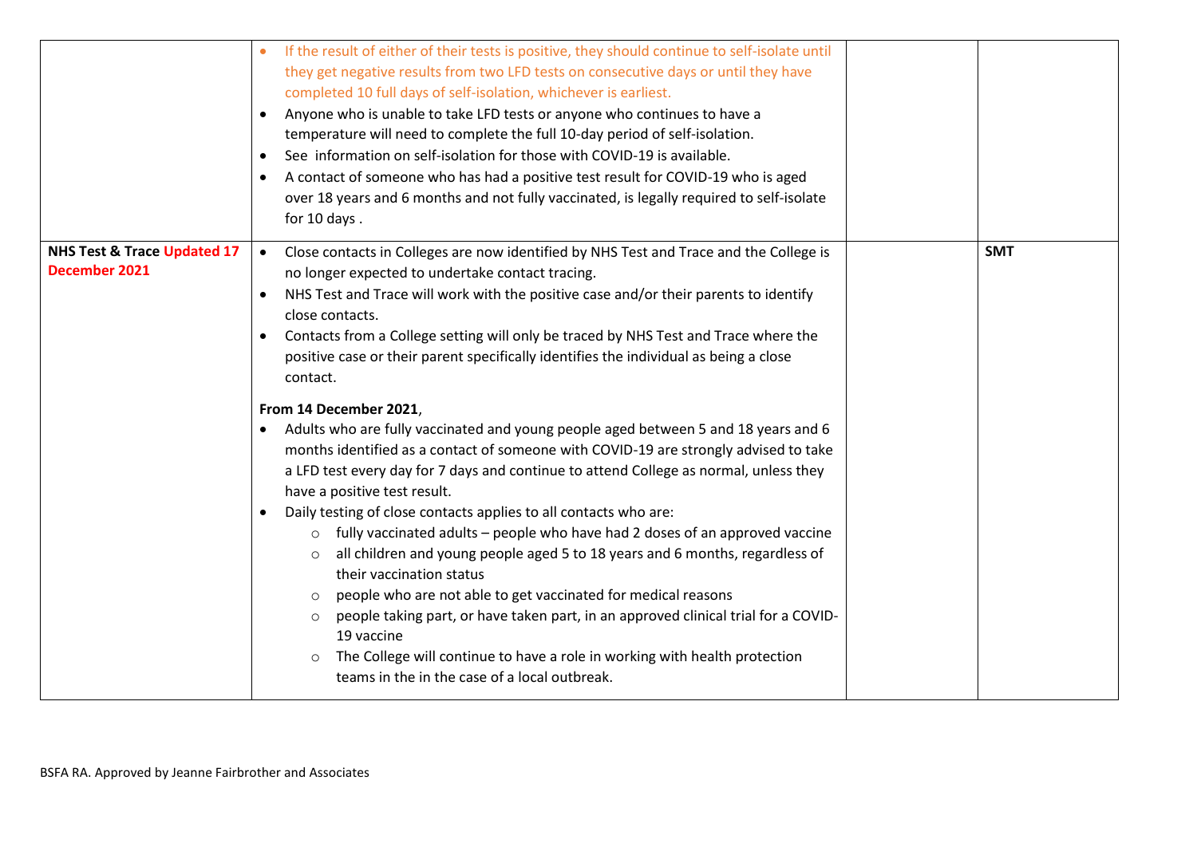| | | | |
|---|---|---|---|
| | • If the result of either of their tests is positive, they should continue to self-isolate until they get negative results from two LFD tests on consecutive days or until they have completed 10 full days of self-isolation, whichever is earliest.<br>• Anyone who is unable to take LFD tests or anyone who continues to have a temperature will need to complete the full 10-day period of self-isolation.<br>• See information on self-isolation for those with COVID-19 is available.<br>• A contact of someone who has had a positive test result for COVID-19 who is aged over 18 years and 6 months and not fully vaccinated, is legally required to self-isolate for 10 days . | | |
| **NHS Test & Trace Updated 17 December 2021** | • Close contacts in Colleges are now identified by NHS Test and Trace and the College is no longer expected to undertake contact tracing.<br>• NHS Test and Trace will work with the positive case and/or their parents to identify close contacts.<br>• Contacts from a College setting will only be traced by NHS Test and Trace where the positive case or their parent specifically identifies the individual as being a close contact.<br><br>**From 14 December 2021**,<br>• Adults who are fully vaccinated and young people aged between 5 and 18 years and 6 months identified as a contact of someone with COVID-19 are strongly advised to take a LFD test every day for 7 days and continue to attend College as normal, unless they have a positive test result.<br>• Daily testing of close contacts applies to all contacts who are:<br>  ○ fully vaccinated adults – people who have had 2 doses of an approved vaccine<br>  ○ all children and young people aged 5 to 18 years and 6 months, regardless of their vaccination status<br>  ○ people who are not able to get vaccinated for medical reasons<br>  ○ people taking part, or have taken part, in an approved clinical trial for a COVID-19 vaccine<br>  ○ The College will continue to have a role in working with health protection teams in the in the case of a local outbreak. | | **SMT** |

BSFA RA. Approved by Jeanne Fairbrother and Associates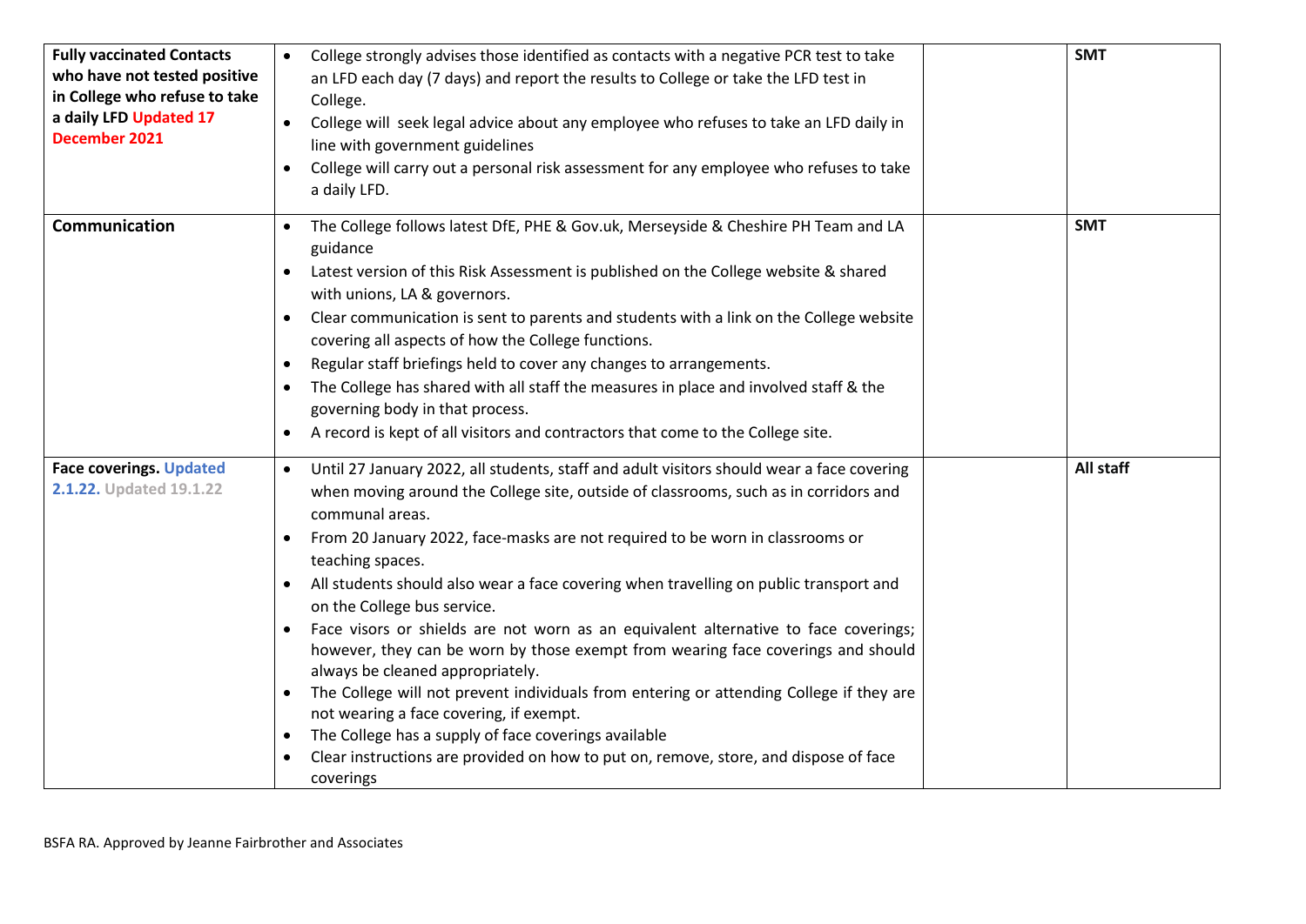| | | | |
|---|---|---|---|
| **Fully vaccinated Contacts who have not tested positive in College who refuse to take a daily LFD** **Updated 17 December 2021** | • College strongly advises those identified as contacts with a negative PCR test to take an LFD each day (7 days) and report the results to College or take the LFD test in College.<br>• College will seek legal advice about any employee who refuses to take an LFD daily in line with government guidelines<br>• College will carry out a personal risk assessment for any employee who refuses to take a daily LFD. | | **SMT** |
| **Communication** | • The College follows latest DfE, PHE & Gov.uk, Merseyside & Cheshire PH Team and LA guidance<br>• Latest version of this Risk Assessment is published on the College website & shared with unions, LA & governors.<br>• Clear communication is sent to parents and students with a link on the College website covering all aspects of how the College functions.<br>• Regular staff briefings held to cover any changes to arrangements.<br>• The College has shared with all staff the measures in place and involved staff & the governing body in that process.<br>• A record is kept of all visitors and contractors that come to the College site. | | **SMT** |
| **Face coverings. Updated 2.1.22. Updated 19.1.22** | • Until 27 January 2022, all students, staff and adult visitors should wear a face covering when moving around the College site, outside of classrooms, such as in corridors and communal areas.<br>• From 20 January 2022, face-masks are not required to be worn in classrooms or teaching spaces.<br>• All students should also wear a face covering when travelling on public transport and on the College bus service.<br>• Face visors or shields are not worn as an equivalent alternative to face coverings; however, they can be worn by those exempt from wearing face coverings and should always be cleaned appropriately.<br>• The College will not prevent individuals from entering or attending College if they are not wearing a face covering, if exempt.<br>• The College has a supply of face coverings available<br>• Clear instructions are provided on how to put on, remove, store, and dispose of face coverings | | **All staff** |

BSFA RA. Approved by Jeanne Fairbrother and Associates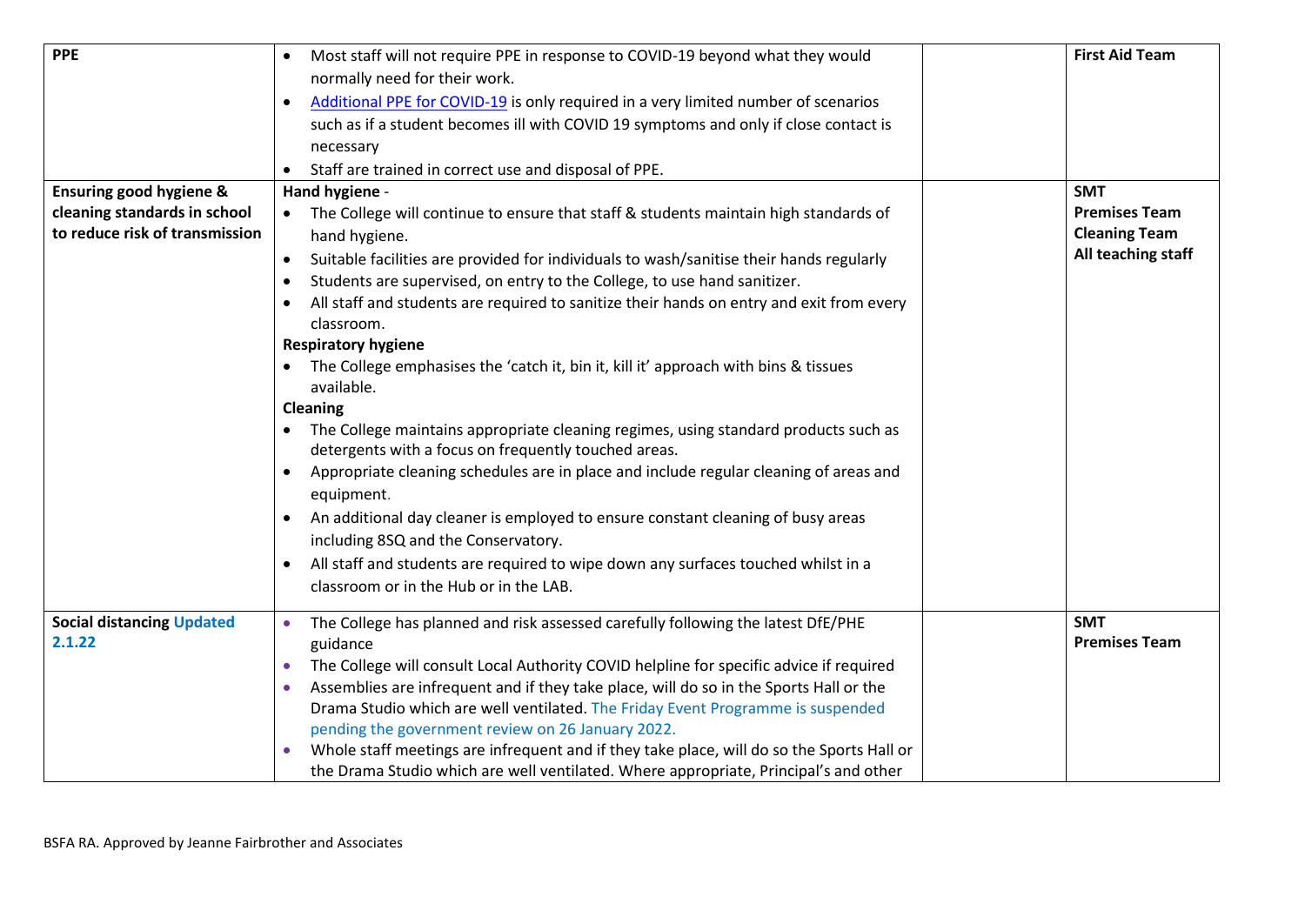| | | | |
|---|---|---|---|
| **PPE** | • Most staff will not require PPE in response to COVID-19 beyond what they would normally need for their work.<br>• Additional PPE for COVID-19 is only required in a very limited number of scenarios such as if a student becomes ill with COVID 19 symptoms and only if close contact is necessary<br>• Staff are trained in correct use and disposal of PPE. | | **First Aid Team** |
| **Ensuring good hygiene & cleaning standards in school to reduce risk of transmission** | **Hand hygiene** -<br>• The College will continue to ensure that staff & students maintain high standards of hand hygiene.<br>• Suitable facilities are provided for individuals to wash/sanitise their hands regularly<br>• Students are supervised, on entry to the College, to use hand sanitizer.<br>• All staff and students are required to sanitize their hands on entry and exit from every classroom.<br>**Respiratory hygiene**<br>• The College emphasises the 'catch it, bin it, kill it' approach with bins & tissues available.<br>**Cleaning**<br>• The College maintains appropriate cleaning regimes, using standard products such as detergents with a focus on frequently touched areas.<br>• Appropriate cleaning schedules are in place and include regular cleaning of areas and equipment.<br>• An additional day cleaner is employed to ensure constant cleaning of busy areas including 8SQ and the Conservatory.<br>• All staff and students are required to wipe down any surfaces touched whilst in a classroom or in the Hub or in the LAB. | | **SMT**<br>**Premises Team**<br>**Cleaning Team**<br>**All teaching staff** |
| **Social distancing Updated 2.1.22** | • The College has planned and risk assessed carefully following the latest DfE/PHE guidance<br>• The College will consult Local Authority COVID helpline for specific advice if required<br>• Assemblies are infrequent and if they take place, will do so in the Sports Hall or the Drama Studio which are well ventilated. The Friday Event Programme is suspended pending the government review on 26 January 2022.<br>• Whole staff meetings are infrequent and if they take place, will do so the Sports Hall or the Drama Studio which are well ventilated. Where appropriate, Principal's and other | | **SMT**<br>**Premises Team** |

BSFA RA. Approved by Jeanne Fairbrother and Associates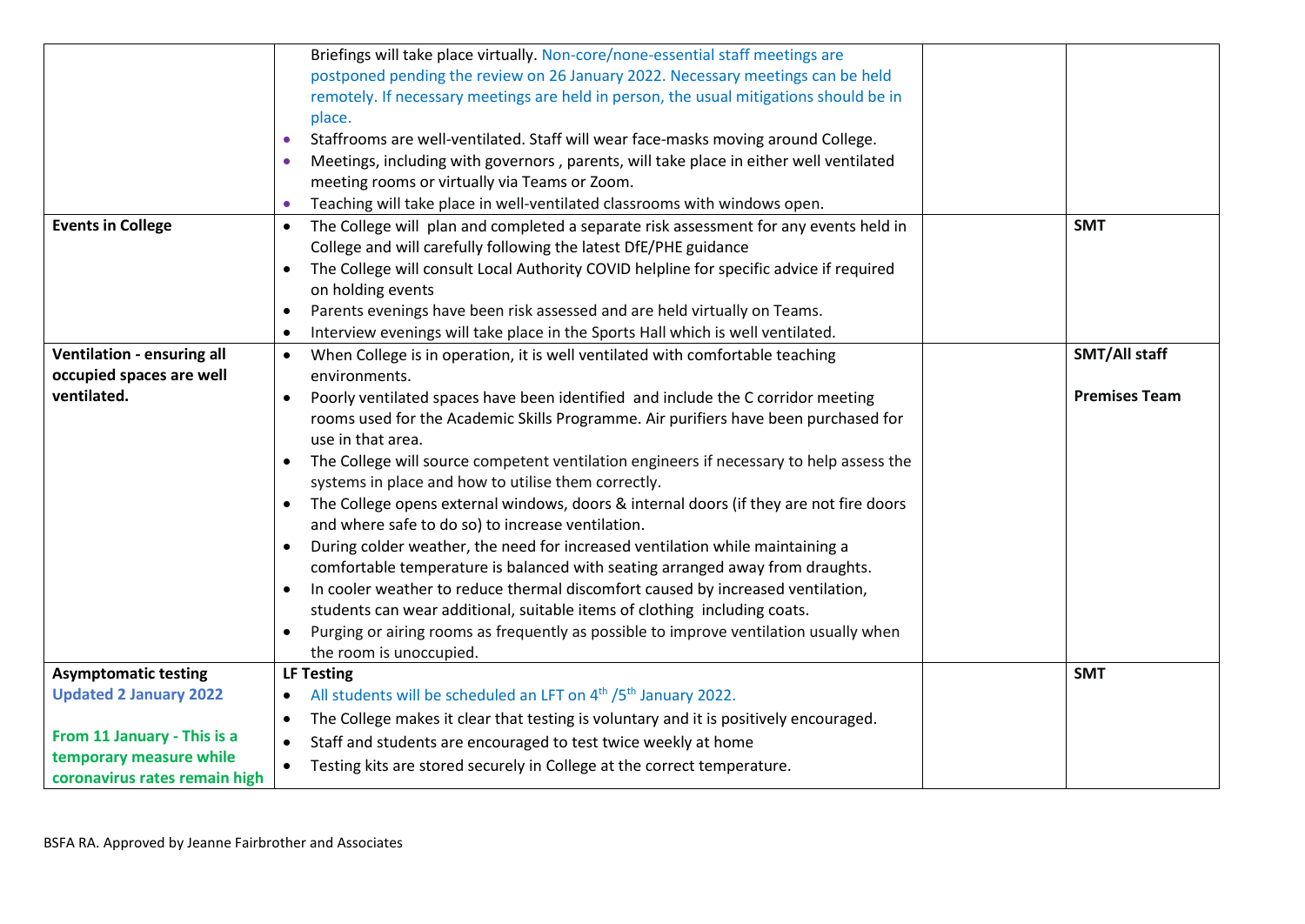| | | | |
|---|---|---|---|
| | Briefings will take place virtually. Non-core/none-essential staff meetings are postponed pending the review on 26 January 2022. Necessary meetings can be held remotely. If necessary meetings are held in person, the usual mitigations should be in place.<br>• Staffrooms are well-ventilated. Staff will wear face-masks moving around College.<br>• Meetings, including with governors , parents, will take place in either well ventilated meeting rooms or virtually via Teams or Zoom.<br>• Teaching will take place in well-ventilated classrooms with windows open. | | |
| **Events in College** | • The College will plan and completed a separate risk assessment for any events held in College and will carefully following the latest DfE/PHE guidance<br>• The College will consult Local Authority COVID helpline for specific advice if required on holding events<br>• Parents evenings have been risk assessed and are held virtually on Teams.<br>• Interview evenings will take place in the Sports Hall which is well ventilated. | | **SMT** |
| **Ventilation - ensuring all occupied spaces are well ventilated.** | • When College is in operation, it is well ventilated with comfortable teaching environments.<br>• Poorly ventilated spaces have been identified and include the C corridor meeting rooms used for the Academic Skills Programme. Air purifiers have been purchased for use in that area.<br>• The College will source competent ventilation engineers if necessary to help assess the systems in place and how to utilise them correctly.<br>• The College opens external windows, doors & internal doors (if they are not fire doors and where safe to do so) to increase ventilation.<br>• During colder weather, the need for increased ventilation while maintaining a comfortable temperature is balanced with seating arranged away from draughts.<br>• In cooler weather to reduce thermal discomfort caused by increased ventilation, students can wear additional, suitable items of clothing including coats.<br>• Purging or airing rooms as frequently as possible to improve ventilation usually when the room is unoccupied. | | **SMT/All staff**<br><br>**Premises Team** |
| **Asymptomatic testing**<br>**Updated 2 January 2022**<br><br>**From 11 January - This is a temporary measure while coronavirus rates remain high** | **LF Testing**<br>• All students will be scheduled an LFT on 4th /5th January 2022.<br>• The College makes it clear that testing is voluntary and it is positively encouraged.<br>• Staff and students are encouraged to test twice weekly at home<br>• Testing kits are stored securely in College at the correct temperature. | | **SMT** |

BSFA RA. Approved by Jeanne Fairbrother and Associates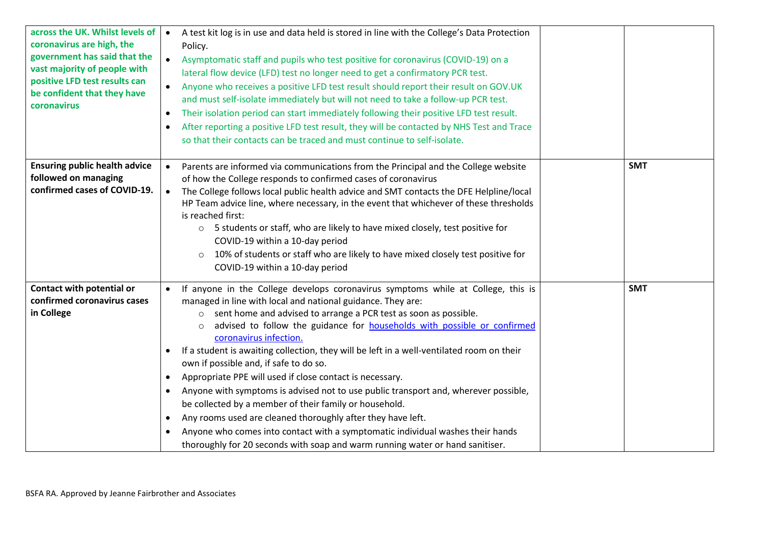| | | | |
|---|---|---|---|
| **across the UK. Whilst levels of coronavirus are high, the government has said that the vast majority of people with positive LFD test results can be confident that they have coronavirus** | • A test kit log is in use and data held is stored in line with the College's Data Protection Policy.<br>• Asymptomatic staff and pupils who test positive for coronavirus (COVID-19) on a lateral flow device (LFD) test no longer need to get a confirmatory PCR test.<br>• Anyone who receives a positive LFD test result should report their result on GOV.UK and must self-isolate immediately but will not need to take a follow-up PCR test.<br>• Their isolation period can start immediately following their positive LFD test result.<br>• After reporting a positive LFD test result, they will be contacted by NHS Test and Trace so that their contacts can be traced and must continue to self-isolate. | | |
| **Ensuring public health advice followed on managing confirmed cases of COVID-19.** | • Parents are informed via communications from the Principal and the College website of how the College responds to confirmed cases of coronavirus<br>• The College follows local public health advice and SMT contacts the DFE Helpline/local HP Team advice line, where necessary, in the event that whichever of these thresholds is reached first:<br>&nbsp;&nbsp;&nbsp;&nbsp;○ 5 students or staff, who are likely to have mixed closely, test positive for COVID-19 within a 10-day period<br>&nbsp;&nbsp;&nbsp;&nbsp;○ 10% of students or staff who are likely to have mixed closely test positive for COVID-19 within a 10-day period | | **SMT** |
| **Contact with potential or confirmed coronavirus cases in College** | • If anyone in the College develops coronavirus symptoms while at College, this is managed in line with local and national guidance. They are:<br>&nbsp;&nbsp;&nbsp;&nbsp;○ sent home and advised to arrange a PCR test as soon as possible.<br>&nbsp;&nbsp;&nbsp;&nbsp;○ advised to follow the guidance for [households with possible or confirmed coronavirus infection.]<br>• If a student is awaiting collection, they will be left in a well-ventilated room on their own if possible and, if safe to do so.<br>• Appropriate PPE will used if close contact is necessary.<br>• Anyone with symptoms is advised not to use public transport and, wherever possible, be collected by a member of their family or household.<br>• Any rooms used are cleaned thoroughly after they have left.<br>• Anyone who comes into contact with a symptomatic individual washes their hands thoroughly for 20 seconds with soap and warm running water or hand sanitiser. | | **SMT** |

BSFA RA. Approved by Jeanne Fairbrother and Associates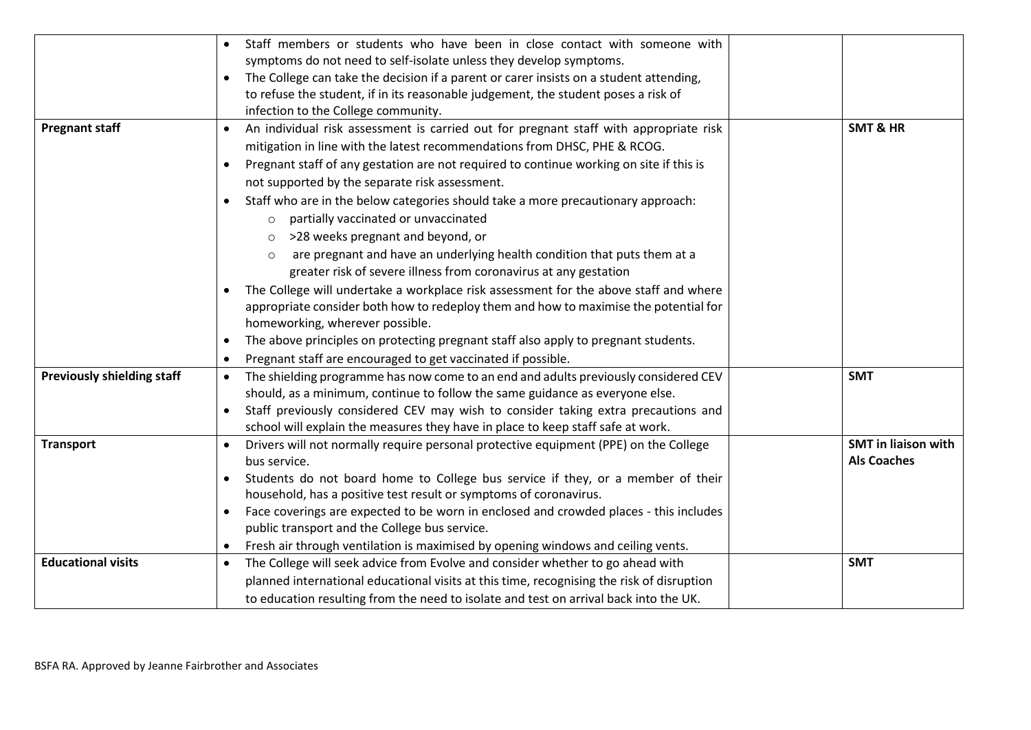| | | | |
|---|---|---|---|
| | • Staff members or students who have been in close contact with someone with symptoms do not need to self-isolate unless they develop symptoms.<br>• The College can take the decision if a parent or carer insists on a student attending, to refuse the student, if in its reasonable judgement, the student poses a risk of infection to the College community. | | |
| **Pregnant staff** | • An individual risk assessment is carried out for pregnant staff with appropriate risk mitigation in line with the latest recommendations from DHSC, PHE & RCOG.<br>• Pregnant staff of any gestation are not required to continue working on site if this is not supported by the separate risk assessment.<br>• Staff who are in the below categories should take a more precautionary approach:<br>&nbsp;&nbsp;&nbsp;&nbsp;o partially vaccinated or unvaccinated<br>&nbsp;&nbsp;&nbsp;&nbsp;o >28 weeks pregnant and beyond, or<br>&nbsp;&nbsp;&nbsp;&nbsp;o are pregnant and have an underlying health condition that puts them at a greater risk of severe illness from coronavirus at any gestation<br>• The College will undertake a workplace risk assessment for the above staff and where appropriate consider both how to redeploy them and how to maximise the potential for homeworking, wherever possible.<br>• The above principles on protecting pregnant staff also apply to pregnant students.<br>• Pregnant staff are encouraged to get vaccinated if possible. | | **SMT & HR** |
| **Previously shielding staff** | • The shielding programme has now come to an end and adults previously considered CEV should, as a minimum, continue to follow the same guidance as everyone else.<br>• Staff previously considered CEV may wish to consider taking extra precautions and school will explain the measures they have in place to keep staff safe at work. | | **SMT** |
| **Transport** | • Drivers will not normally require personal protective equipment (PPE) on the College bus service.<br>• Students do not board home to College bus service if they, or a member of their household, has a positive test result or symptoms of coronavirus.<br>• Face coverings are expected to be worn in enclosed and crowded places - this includes public transport and the College bus service.<br>• Fresh air through ventilation is maximised by opening windows and ceiling vents. | | **SMT in liaison with Als Coaches** |
| **Educational visits** | • The College will seek advice from Evolve and consider whether to go ahead with planned international educational visits at this time, recognising the risk of disruption to education resulting from the need to isolate and test on arrival back into the UK. | | **SMT** |

BSFA RA. Approved by Jeanne Fairbrother and Associates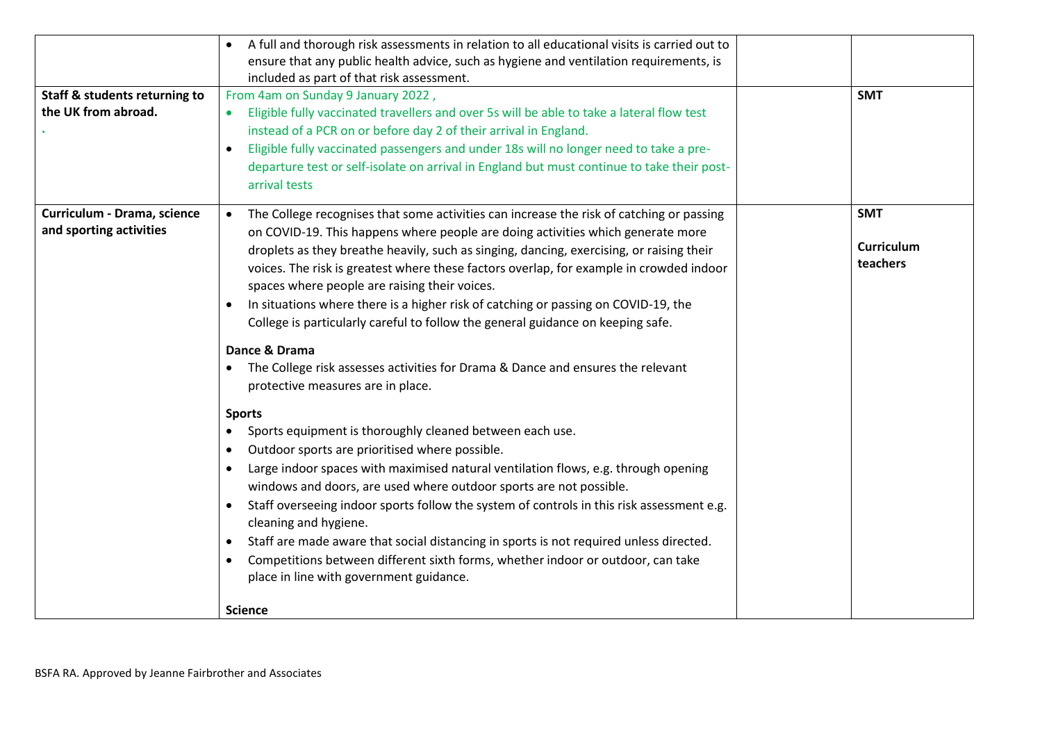| | | | |
|---|---|---|---|
| | • A full and thorough risk assessments in relation to all educational visits is carried out to ensure that any public health advice, such as hygiene and ventilation requirements, is included as part of that risk assessment. | | |
| **Staff & students returning to the UK from abroad.**<br>. | From 4am on Sunday 9 January 2022 ,<br>• Eligible fully vaccinated travellers and over 5s will be able to take a lateral flow test instead of a PCR on or before day 2 of their arrival in England.<br>• Eligible fully vaccinated passengers and under 18s will no longer need to take a pre-departure test or self-isolate on arrival in England but must continue to take their post-arrival tests | | **SMT** |
| **Curriculum - Drama, science and sporting activities** | • The College recognises that some activities can increase the risk of catching or passing on COVID-19. This happens where people are doing activities which generate more droplets as they breathe heavily, such as singing, dancing, exercising, or raising their voices. The risk is greatest where these factors overlap, for example in crowded indoor spaces where people are raising their voices.<br>• In situations where there is a higher risk of catching or passing on COVID-19, the College is particularly careful to follow the general guidance on keeping safe.<br><br>**Dance & Drama**<br>• The College risk assesses activities for Drama & Dance and ensures the relevant protective measures are in place.<br><br>**Sports**<br>• Sports equipment is thoroughly cleaned between each use.<br>• Outdoor sports are prioritised where possible.<br>• Large indoor spaces with maximised natural ventilation flows, e.g. through opening windows and doors, are used where outdoor sports are not possible.<br>• Staff overseeing indoor sports follow the system of controls in this risk assessment e.g. cleaning and hygiene.<br>• Staff are made aware that social distancing in sports is not required unless directed.<br>• Competitions between different sixth forms, whether indoor or outdoor, can take place in line with government guidance.<br><br>**Science** | | **SMT**<br><br>**Curriculum teachers** |

BSFA RA. Approved by Jeanne Fairbrother and Associates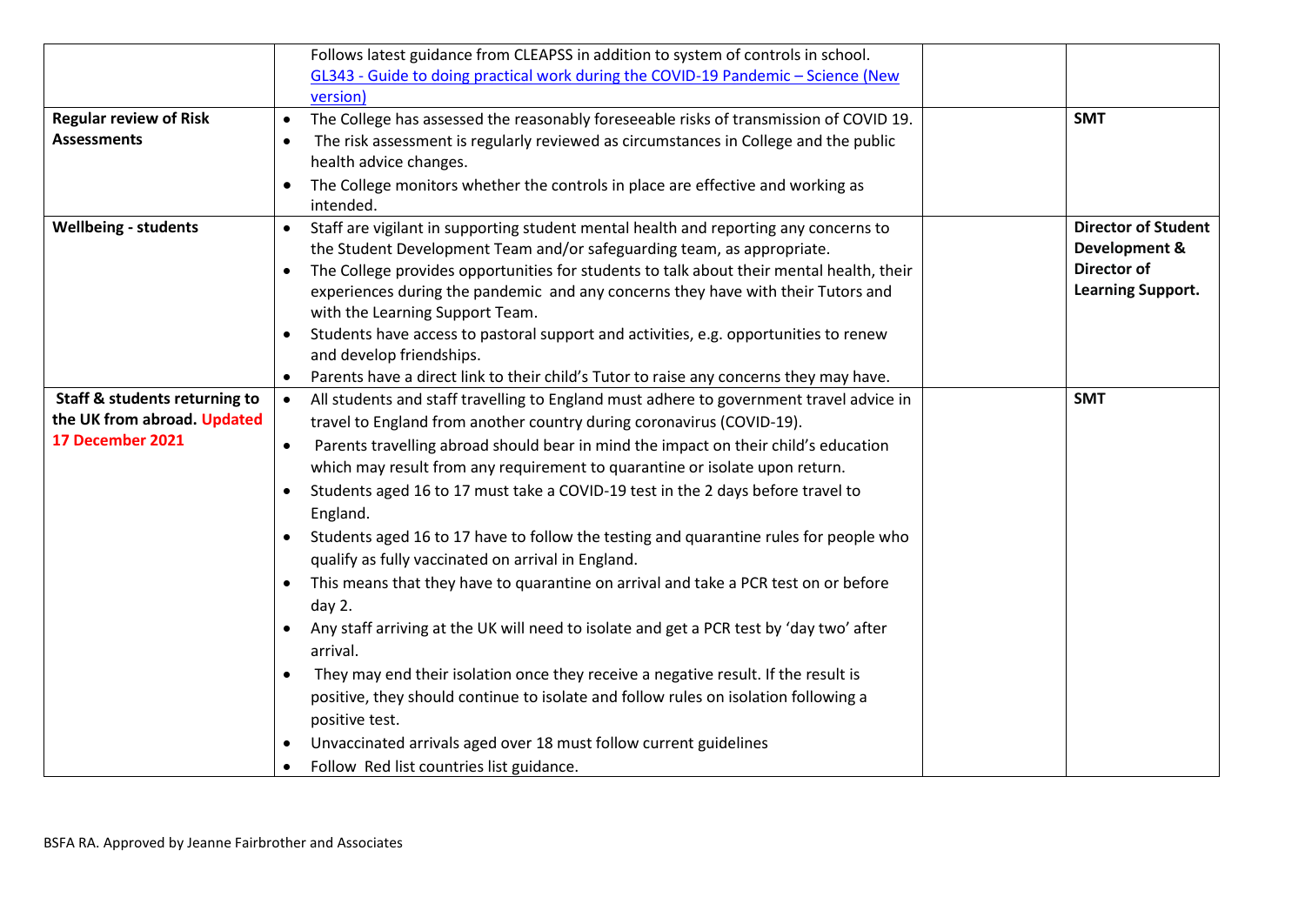| | | | |
|---|---|---|---|
| | Follows latest guidance from CLEAPSS in addition to system of controls in school. [GL343 - Guide to doing practical work during the COVID-19 Pandemic – Science (New version)] | | |
| **Regular review of Risk Assessments** | • The College has assessed the reasonably foreseeable risks of transmission of COVID 19.<br>• The risk assessment is regularly reviewed as circumstances in College and the public health advice changes.<br>• The College monitors whether the controls in place are effective and working as intended. | | **SMT** |
| **Wellbeing - students** | • Staff are vigilant in supporting student mental health and reporting any concerns to the Student Development Team and/or safeguarding team, as appropriate.<br>• The College provides opportunities for students to talk about their mental health, their experiences during the pandemic and any concerns they have with their Tutors and with the Learning Support Team.<br>• Students have access to pastoral support and activities, e.g. opportunities to renew and develop friendships.<br>• Parents have a direct link to their child's Tutor to raise any concerns they may have. | | **Director of Student Development & Director of Learning Support.** |
| **Staff & students returning to the UK from abroad. Updated 17 December 2021** | • All students and staff travelling to England must adhere to government travel advice in travel to England from another country during coronavirus (COVID-19).<br>• Parents travelling abroad should bear in mind the impact on their child's education which may result from any requirement to quarantine or isolate upon return.<br>• Students aged 16 to 17 must take a COVID-19 test in the 2 days before travel to England.<br>• Students aged 16 to 17 have to follow the testing and quarantine rules for people who qualify as fully vaccinated on arrival in England.<br>• This means that they have to quarantine on arrival and take a PCR test on or before day 2.<br>• Any staff arriving at the UK will need to isolate and get a PCR test by 'day two' after arrival.<br>• They may end their isolation once they receive a negative result. If the result is positive, they should continue to isolate and follow rules on isolation following a positive test.<br>• Unvaccinated arrivals aged over 18 must follow current guidelines<br>• Follow Red list countries list guidance. | | **SMT** |

BSFA RA. Approved by Jeanne Fairbrother and Associates